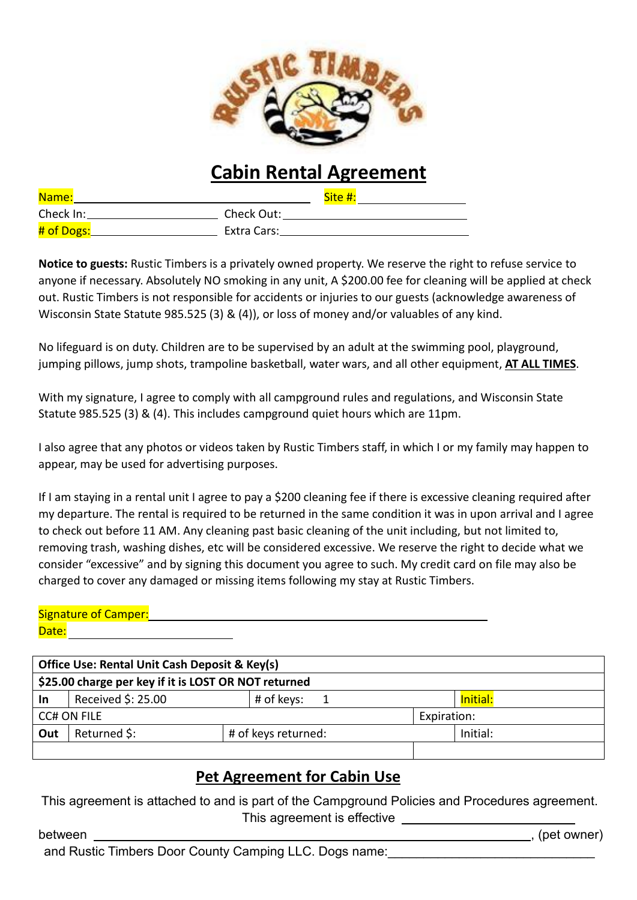# Cabin Rental Agreement

Name: ______________________ Site #: ____________

Check In: ______________ Check Out: ____________________

# of Dogs: ______________ Extra Cars: ____________________

**Notice to guests:** Rustic Timbers is a privately owned property. We reserve the right to refuse service to anyone if necessary. Absolutely NO smoking in any unit, A $200.00 fee for cleaning will be applied at check out. Rustic Timbers is not responsible for accidents or injuries to our guests (acknowledge awareness of Wisconsin State Statute 985.525 (3) & (4)), or loss of money and/or valuables of any kind.

No lifeguard is on duty. Children are to be supervised by an adult at the swimming pool, playground, jumping pillows, jump shots, trampoline basketball, water wars, and all other equipment, **AT ALL TIMES**.

With my signature, I agree to comply with all campground rules and regulations, and Wisconsin State Statute 985.525 (3) & (4). This includes campground quiet hours which are 11pm.

I also agree that any photos or videos taken by Rustic Timbers staff, in which I or my family may happen to appear, may be used for advertising purposes.

If I am staying in a rental unit I agree to pay a $200 cleaning fee if there is excessive cleaning required after my departure. The rental is required to be returned in the same condition it was in upon arrival and I agree to check out before 11 AM. Any cleaning past basic cleaning of the unit including, but not limited to, removing trash, washing dishes, etc will be considered excessive. We reserve the right to decide what we consider "excessive" and by signing this document you agree to such. My credit card on file may also be charged to cover any damaged or missing items following my stay at Rustic Timbers.

Signature of Camper: ________________________________________

Date: ____________________

| **Office Use: Rental Unit Cash Deposit & Key(s)** | | | |
|---|---|---|---|
| **$25.00 charge per key if it is LOST OR NOT returned** | | | |
| **In** | Received $: 25.00 | # of keys: 1 | Initial: |
| CC# ON FILE | | Expiration: | |
| **Out** | Returned $: | # of keys returned: | Initial: |
| | | | |

## Pet Agreement for Cabin Use

This agreement is attached to and is part of the Campground Policies and Procedures agreement. This agreement is effective ____________________

between ________________________________________, (pet owner)

and Rustic Timbers Door County Camping LLC. Dogs name: ________________________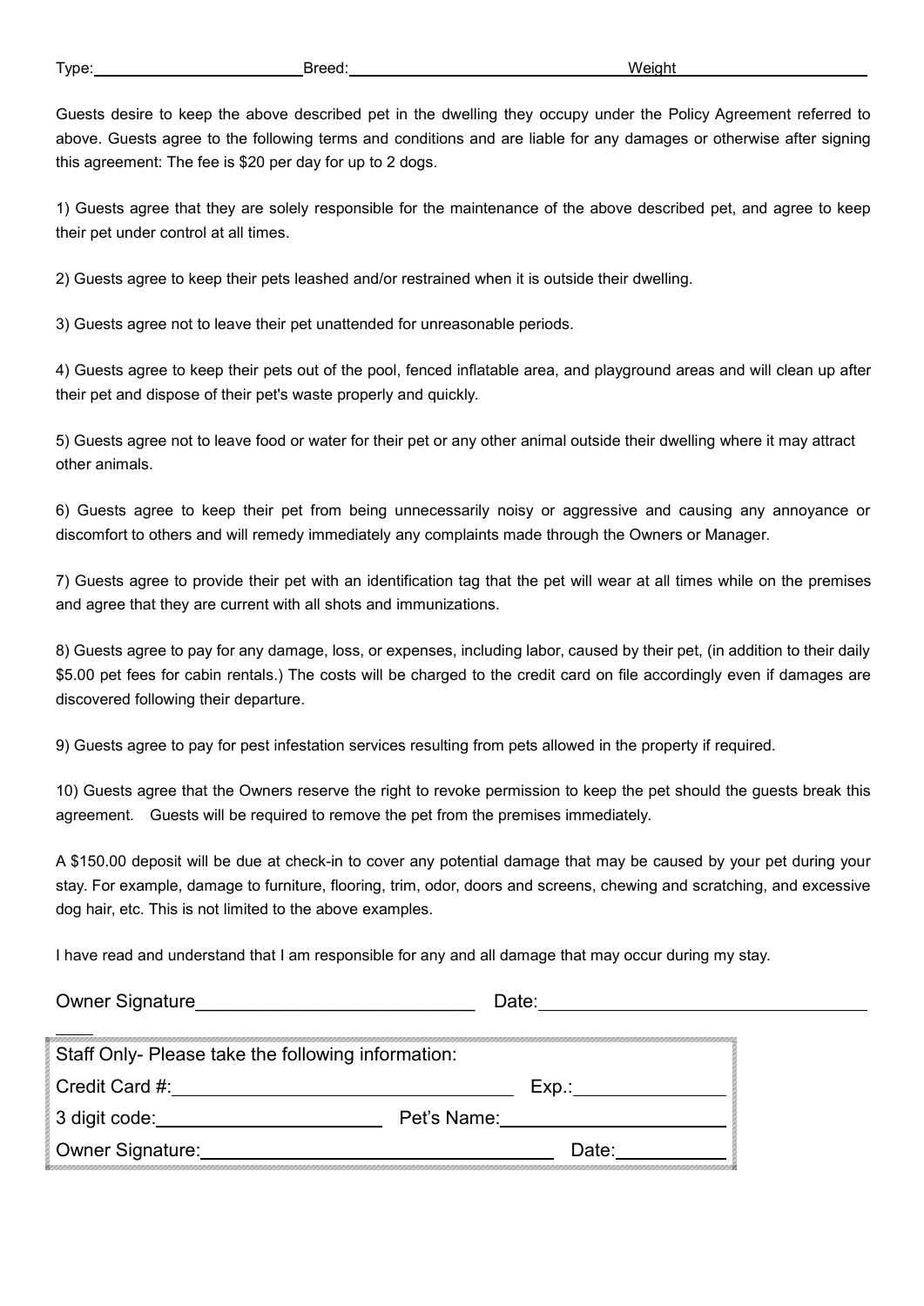Type:________________________ Breed:________________________________ Weight______________________

Guests desire to keep the above described pet in the dwelling they occupy under the Policy Agreement referred to above. Guests agree to the following terms and conditions and are liable for any damages or otherwise after signing this agreement: The fee is $20 per day for up to 2 dogs.

1) Guests agree that they are solely responsible for the maintenance of the above described pet, and agree to keep their pet under control at all times.

2) Guests agree to keep their pets leashed and/or restrained when it is outside their dwelling.

3) Guests agree not to leave their pet unattended for unreasonable periods.

4) Guests agree to keep their pets out of the pool, fenced inflatable area, and playground areas and will clean up after their pet and dispose of their pet's waste properly and quickly.

5) Guests agree not to leave food or water for their pet or any other animal outside their dwelling where it may attract other animals.

6) Guests agree to keep their pet from being unnecessarily noisy or aggressive and causing any annoyance or discomfort to others and will remedy immediately any complaints made through the Owners or Manager.

7) Guests agree to provide their pet with an identification tag that the pet will wear at all times while on the premises and agree that they are current with all shots and immunizations.

8) Guests agree to pay for any damage, loss, or expenses, including labor, caused by their pet, (in addition to their daily $5.00 pet fees for cabin rentals.) The costs will be charged to the credit card on file accordingly even if damages are discovered following their departure.

9) Guests agree to pay for pest infestation services resulting from pets allowed in the property if required.

10) Guests agree that the Owners reserve the right to revoke permission to keep the pet should the guests break this agreement. Guests will be required to remove the pet from the premises immediately.

A $150.00 deposit will be due at check-in to cover any potential damage that may be caused by your pet during your stay. For example, damage to furniture, flooring, trim, odor, doors and screens, chewing and scratching, and excessive dog hair, etc. This is not limited to the above examples.

I have read and understand that I am responsible for any and all damage that may occur during my stay.

Owner Signature___________________________ Date:_________________________________

Staff Only- Please take the following information:

Credit Card #:_________________________________ Exp.:_______________

3 digit code:______________________ Pet's Name:______________________

Owner Signature:__________________________________ Date:___________